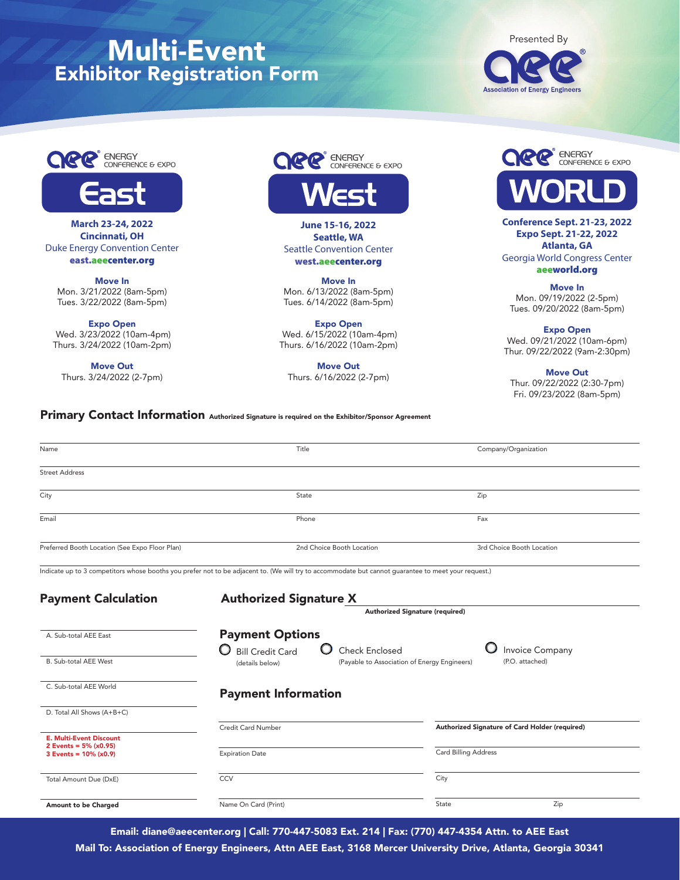# Multi-Event
## Exhibitor Registration Form

Presented By

Association of Energy Engineers

---

### AEE ENERGY CONFERENCE & EXPO — East

**March 23-24, 2022**
**Cincinnati, OH**
Duke Energy Convention Center
**east.aeecenter.org**

**Move In**
Mon. 3/21/2022 (8am-5pm)
Tues. 3/22/2022 (8am-5pm)

**Expo Open**
Wed. 3/23/2022 (10am-4pm)
Thurs. 3/24/2022 (10am-2pm)

**Move Out**
Thurs. 3/24/2022 (2-7pm)

### AEE ENERGY CONFERENCE & EXPO — West

**June 15-16, 2022**
**Seattle, WA**
Seattle Convention Center
**west.aeecenter.org**

**Move In**
Mon. 6/13/2022 (8am-5pm)
Tues. 6/14/2022 (8am-5pm)

**Expo Open**
Wed. 6/15/2022 (10am-4pm)
Thurs. 6/16/2022 (10am-2pm)

**Move Out**
Thurs. 6/16/2022 (2-7pm)

### AEE ENERGY CONFERENCE & EXPO — WORLD

**Conference Sept. 21-23, 2022**
**Expo Sept. 21-22, 2022**
**Atlanta, GA**
Georgia World Congress Center
**aeeworld.org**

**Move In**
Mon. 09/19/2022 (2-5pm)
Tues. 09/20/2022 (8am-5pm)

**Expo Open**
Wed. 09/21/2022 (10am-6pm)
Thur. 09/22/2022 (9am-2:30pm)

**Move Out**
Thur. 09/22/2022 (2:30-7pm)
Fri. 09/23/2022 (8am-5pm)

---

## Primary Contact Information

Authorized Signature is required on the Exhibitor/Sponsor Agreement

| | | |
|---|---|---|
| Name | Title | Company/Organization |
| Street Address | | |
| City | State | Zip |
| Email | Phone | Fax |
| Preferred Booth Location (See Expo Floor Plan) | 2nd Choice Booth Location | 3rd Choice Booth Location |

Indicate up to 3 competitors whose booths you prefer not to be adjacent to. (We will try to accommodate but cannot guarantee to meet your request.)

## Payment Calculation

- A. Sub-total AEE East
- B. Sub-total AEE West
- C. Sub-total AEE World
- D. Total All Shows (A+B+C)
- **E. Multi-Event Discount**
  **2 Events = 5% (x0.95)**
  **3 Events = 10% (x0.9)**
- Total Amount Due (DxE)
- **Amount to be Charged**

## Authorized Signature X

**Authorized Signature (required)**

## Payment Options

- ○ Bill Credit Card (details below)
- ○ Check Enclosed (Payable to Association of Energy Engineers)
- ○ Invoice Company (P.O. attached)

## Payment Information

| | |
|---|---|
| Credit Card Number | **Authorized Signature of Card Holder (required)** |
| Expiration Date | Card Billing Address |
| CCV | City |
| Name On Card (Print) | State / Zip |

**Email: diane@aeecenter.org | Call: 770-447-5083 Ext. 214 | Fax: (770) 447-4354 Attn. to AEE East**
**Mail To: Association of Energy Engineers, Attn AEE East, 3168 Mercer University Drive, Atlanta, Georgia 30341**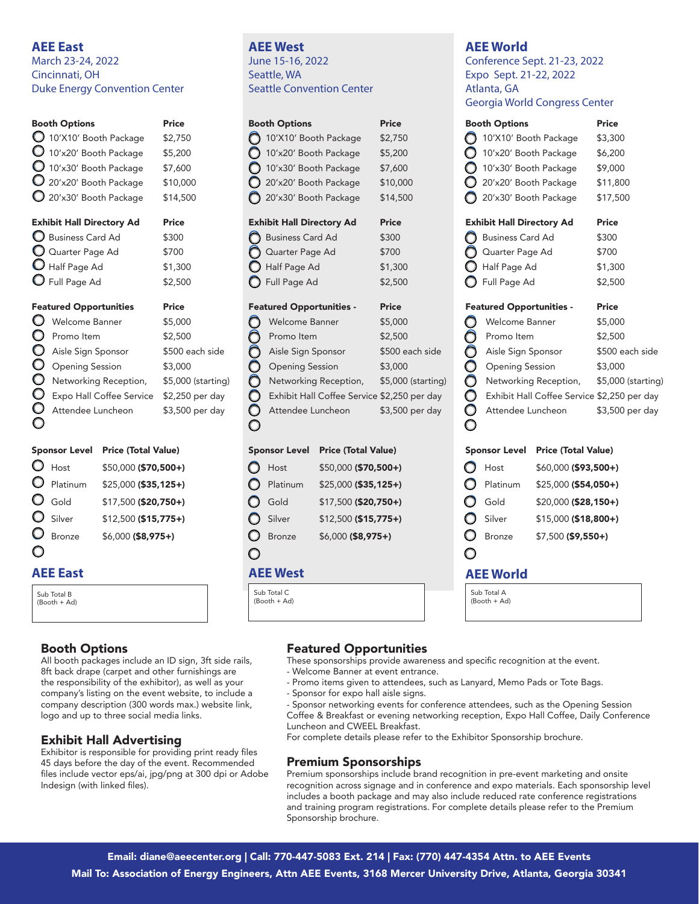## AEE East

March 23-24, 2022
Cincinnati, OH
Duke Energy Convention Center

| Booth Options | Price |
|---|---|
| 10'X10' Booth Package | $2,750 |
| 10'x20' Booth Package | $5,200 |
| 10'x30' Booth Package | $7,600 |
| 20'x20' Booth Package | $10,000 |
| 20'x30' Booth Package | $14,500 |

| Exhibit Hall Directory Ad | Price |
|---|---|
| Business Card Ad | $300 |
| Quarter Page Ad | $700 |
| Half Page Ad | $1,300 |
| Full Page Ad | $2,500 |

| Featured Opportunities | Price |
|---|---|
| Welcome Banner | $5,000 |
| Promo Item | $2,500 |
| Aisle Sign Sponsor | $500 each side |
| Opening Session | $3,000 |
| Networking Reception, | $5,000 (starting) |
| Expo Hall Coffee Service | $2,250 per day |
| Attendee Luncheon | $3,500 per day |

| Sponsor Level | Price (Total Value) |
|---|---|
| Host | $50,000 **($70,500+)** |
| Platinum | $25,000 **($35,125+)** |
| Gold | $17,500 **($20,750+)** |
| Silver | $12,500 **($15,775+)** |
| Bronze | $6,000 **($8,975+)** |

**AEE East**

Sub Total B
(Booth + Ad)

## AEE West

June 15-16, 2022
Seattle, WA
Seattle Convention Center

| Booth Options | Price |
|---|---|
| 10'X10' Booth Package | $2,750 |
| 10'x20' Booth Package | $5,200 |
| 10'x30' Booth Package | $7,600 |
| 20'x20' Booth Package | $10,000 |
| 20'x30' Booth Package | $14,500 |

| Exhibit Hall Directory Ad | Price |
|---|---|
| Business Card Ad | $300 |
| Quarter Page Ad | $700 |
| Half Page Ad | $1,300 |
| Full Page Ad | $2,500 |

| Featured Opportunities - | Price |
|---|---|
| Welcome Banner | $5,000 |
| Promo Item | $2,500 |
| Aisle Sign Sponsor | $500 each side |
| Opening Session | $3,000 |
| Networking Reception, | $5,000 (starting) |
| Exhibit Hall Coffee Service | $2,250 per day |
| Attendee Luncheon | $3,500 per day |

| Sponsor Level | Price (Total Value) |
|---|---|
| Host | $50,000 **($70,500+)** |
| Platinum | $25,000 **($35,125+)** |
| Gold | $17,500 **($20,750+)** |
| Silver | $12,500 **($15,775+)** |
| Bronze | $6,000 **($8,975+)** |

**AEE West**

Sub Total C
(Booth + Ad)

## AEE World

Conference Sept. 21-23, 2022
Expo Sept. 21-22, 2022
Atlanta, GA
Georgia World Congress Center

| Booth Options | Price |
|---|---|
| 10'X10' Booth Package | $3,300 |
| 10'x20' Booth Package | $6,200 |
| 10'x30' Booth Package | $9,000 |
| 20'x20' Booth Package | $11,800 |
| 20'x30' Booth Package | $17,500 |

| Exhibit Hall Directory Ad | Price |
|---|---|
| Business Card Ad | $300 |
| Quarter Page Ad | $700 |
| Half Page Ad | $1,300 |
| Full Page Ad | $2,500 |

| Featured Opportunities - | Price |
|---|---|
| Welcome Banner | $5,000 |
| Promo Item | $2,500 |
| Aisle Sign Sponsor | $500 each side |
| Opening Session | $3,000 |
| Networking Reception, | $5,000 (starting) |
| Exhibit Hall Coffee Service | $2,250 per day |
| Attendee Luncheon | $3,500 per day |

| Sponsor Level | Price (Total Value) |
|---|---|
| Host | $60,000 **($93,500+)** |
| Platinum | $25,000 **($54,050+)** |
| Gold | $20,000 **($28,150+)** |
| Silver | $15,000 **($18,800+)** |
| Bronze | $7,500 **($9,550+)** |

**AEE World**

Sub Total A
(Booth + Ad)

### Booth Options

All booth packages include an ID sign, 3ft side rails, 8ft back drape (carpet and other furnishings are the responsibility of the exhibitor), as well as your company's listing on the event website, to include a company description (300 words max.) website link, logo and up to three social media links.

### Exhibit Hall Advertising

Exhibitor is responsible for providing print ready files 45 days before the day of the event. Recommended files include vector eps/ai, jpg/png at 300 dpi or Adobe Indesign (with linked files).

### Featured Opportunities

These sponsorships provide awareness and specific recognition at the event.
- Welcome Banner at event entrance.
- Promo items given to attendees, such as Lanyard, Memo Pads or Tote Bags.
- Sponsor for expo hall aisle signs.
- Sponsor networking events for conference attendees, such as the Opening Session Coffee & Breakfast or evening networking reception, Expo Hall Coffee, Daily Conference Luncheon and CWEEL Breakfast.

For complete details please refer to the Exhibitor Sponsorship brochure.

### Premium Sponsorships

Premium sponsorships include brand recognition in pre-event marketing and onsite recognition across signage and in conference and expo materials. Each sponsorship level includes a booth package and may also include reduced rate conference registrations and training program registrations. For complete details please refer to the Premium Sponsorship brochure.

**Email: diane@aeecenter.org | Call: 770-447-5083 Ext. 214 | Fax: (770) 447-4354 Attn. to AEE Events**
**Mail To: Association of Energy Engineers, Attn AEE Events, 3168 Mercer University Drive, Atlanta, Georgia 30341**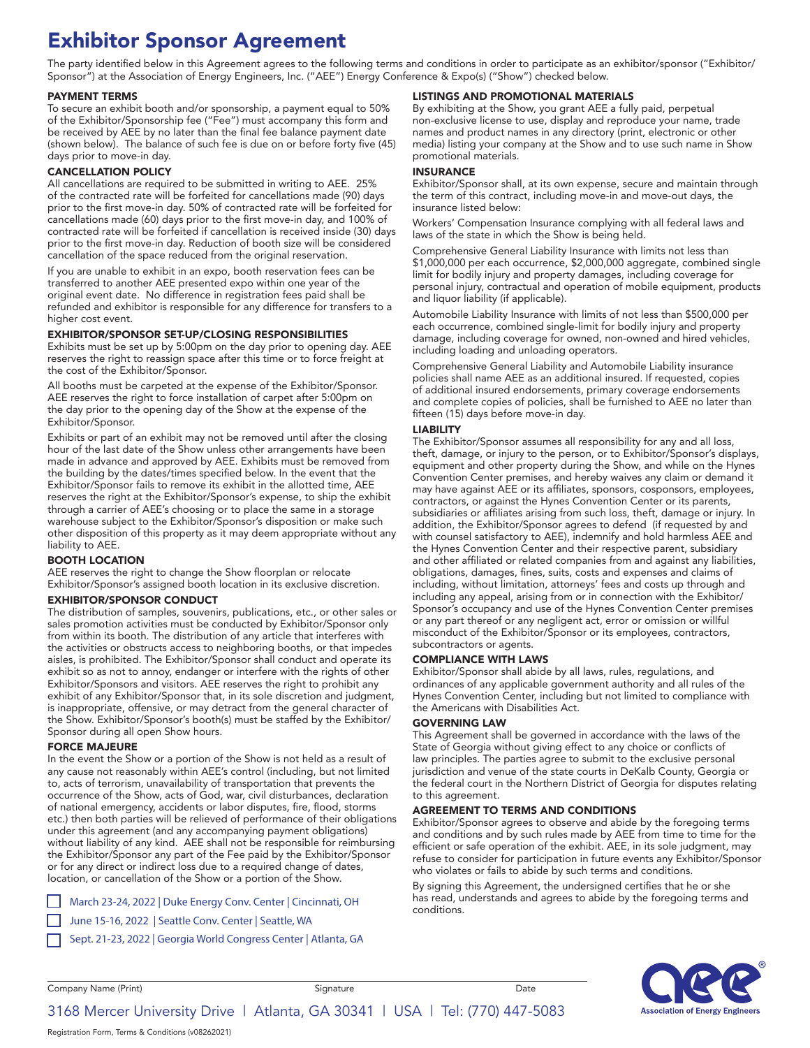# Exhibitor Sponsor Agreement

The party identified below in this Agreement agrees to the following terms and conditions in order to participate as an exhibitor/sponsor ("Exhibitor/Sponsor") at the Association of Energy Engineers, Inc. ("AEE") Energy Conference & Expo(s) ("Show") checked below.

## PAYMENT TERMS

To secure an exhibit booth and/or sponsorship, a payment equal to 50% of the Exhibitor/Sponsorship fee ("Fee") must accompany this form and be received by AEE by no later than the final fee balance payment date (shown below). The balance of such fee is due on or before forty five (45) days prior to move-in day.

## CANCELLATION POLICY

All cancellations are required to be submitted in writing to AEE. 25% of the contracted rate will be forfeited for cancellations made (90) days prior to the first move-in day. 50% of contracted rate will be forfeited for cancellations made (60) days prior to the first move-in day, and 100% of contracted rate will be forfeited if cancellation is received inside (30) days prior to the first move-in day. Reduction of booth size will be considered cancellation of the space reduced from the original reservation.

If you are unable to exhibit in an expo, booth reservation fees can be transferred to another AEE presented expo within one year of the original event date. No difference in registration fees paid shall be refunded and exhibitor is responsible for any difference for transfers to a higher cost event.

## EXHIBITOR/SPONSOR SET-UP/CLOSING RESPONSIBILITIES

Exhibits must be set up by 5:00pm on the day prior to opening day. AEE reserves the right to reassign space after this time or to force freight at the cost of the Exhibitor/Sponsor.

All booths must be carpeted at the expense of the Exhibitor/Sponsor. AEE reserves the right to force installation of carpet after 5:00pm on the day prior to the opening day of the Show at the expense of the Exhibitor/Sponsor.

Exhibits or part of an exhibit may not be removed until after the closing hour of the last date of the Show unless other arrangements have been made in advance and approved by AEE. Exhibits must be removed from the building by the dates/times specified below. In the event that the Exhibitor/Sponsor fails to remove its exhibit in the allotted time, AEE reserves the right at the Exhibitor/Sponsor's expense, to ship the exhibit through a carrier of AEE's choosing or to place the same in a storage warehouse subject to the Exhibitor/Sponsor's disposition or make such other disposition of this property as it may deem appropriate without any liability to AEE.

## BOOTH LOCATION

AEE reserves the right to change the Show floorplan or relocate Exhibitor/Sponsor's assigned booth location in its exclusive discretion.

## EXHIBITOR/SPONSOR CONDUCT

The distribution of samples, souvenirs, publications, etc., or other sales or sales promotion activities must be conducted by Exhibitor/Sponsor only from within its booth. The distribution of any article that interferes with the activities or obstructs access to neighboring booths, or that impedes aisles, is prohibited. The Exhibitor/Sponsor shall conduct and operate its exhibit so as not to annoy, endanger or interfere with the rights of other Exhibitor/Sponsors and visitors. AEE reserves the right to prohibit any exhibit of any Exhibitor/Sponsor that, in its sole discretion and judgment, is inappropriate, offensive, or may detract from the general character of the Show. Exhibitor/Sponsor's booth(s) must be staffed by the Exhibitor/Sponsor during all open Show hours.

## FORCE MAJEURE

In the event the Show or a portion of the Show is not held as a result of any cause not reasonably within AEE's control (including, but not limited to, acts of terrorism, unavailability of transportation that prevents the occurrence of the Show, acts of God, war, civil disturbances, declaration of national emergency, accidents or labor disputes, fire, flood, storms etc.) then both parties will be relieved of performance of their obligations under this agreement (and any accompanying payment obligations) without liability of any kind. AEE shall not be responsible for reimbursing the Exhibitor/Sponsor any part of the Fee paid by the Exhibitor/Sponsor or for any direct or indirect loss due to a required change of dates, location, or cancellation of the Show or a portion of the Show.

- ☐ March 23-24, 2022 | Duke Energy Conv. Center | Cincinnati, OH
- ☐ June 15-16, 2022 | Seattle Conv. Center | Seattle, WA
- ☐ Sept. 21-23, 2022 | Georgia World Congress Center | Atlanta, GA

## LISTINGS AND PROMOTIONAL MATERIALS

By exhibiting at the Show, you grant AEE a fully paid, perpetual non-exclusive license to use, display and reproduce your name, trade names and product names in any directory (print, electronic or other media) listing your company at the Show and to use such name in Show promotional materials.

## INSURANCE

Exhibitor/Sponsor shall, at its own expense, secure and maintain through the term of this contract, including move-in and move-out days, the insurance listed below:

Workers' Compensation Insurance complying with all federal laws and laws of the state in which the Show is being held.

Comprehensive General Liability Insurance with limits not less than $1,000,000 per each occurrence, $2,000,000 aggregate, combined single limit for bodily injury and property damages, including coverage for personal injury, contractual and operation of mobile equipment, products and liquor liability (if applicable).

Automobile Liability Insurance with limits of not less than $500,000 per each occurrence, combined single-limit for bodily injury and property damage, including coverage for owned, non-owned and hired vehicles, including loading and unloading operators.

Comprehensive General Liability and Automobile Liability insurance policies shall name AEE as an additional insured. If requested, copies of additional insured endorsements, primary coverage endorsements and complete copies of policies, shall be furnished to AEE no later than fifteen (15) days before move-in day.

## LIABILITY

The Exhibitor/Sponsor assumes all responsibility for any and all loss, theft, damage, or injury to the person, or to Exhibitor/Sponsor's displays, equipment and other property during the Show, and while on the Hynes Convention Center premises, and hereby waives any claim or demand it may have against AEE or its affiliates, sponsors, cosponsors, employees, contractors, or against the Hynes Convention Center or its parents, subsidiaries or affiliates arising from such loss, theft, damage or injury. In addition, the Exhibitor/Sponsor agrees to defend (if requested by and with counsel satisfactory to AEE), indemnify and hold harmless AEE and the Hynes Convention Center and their respective parent, subsidiary and other affiliated or related companies from and against any liabilities, obligations, damages, fines, suits, costs and expenses and claims of including, without limitation, attorneys' fees and costs up through and including any appeal, arising from or in connection with the Exhibitor/Sponsor's occupancy and use of the Hynes Convention Center premises or any part thereof or any negligent act, error or omission or willful misconduct of the Exhibitor/Sponsor or its employees, contractors, subcontractors or agents.

## COMPLIANCE WITH LAWS

Exhibitor/Sponsor shall abide by all laws, rules, regulations, and ordinances of any applicable government authority and all rules of the Hynes Convention Center, including but not limited to compliance with the Americans with Disabilities Act.

## GOVERNING LAW

This Agreement shall be governed in accordance with the laws of the State of Georgia without giving effect to any choice or conflicts of law principles. The parties agree to submit to the exclusive personal jurisdiction and venue of the state courts in DeKalb County, Georgia or the federal court in the Northern District of Georgia for disputes relating to this agreement.

## AGREEMENT TO TERMS AND CONDITIONS

Exhibitor/Sponsor agrees to observe and abide by the foregoing terms and conditions and by such rules made by AEE from time to time for the efficient or safe operation of the exhibit. AEE, in its sole judgment, may refuse to consider for participation in future events any Exhibitor/Sponsor who violates or fails to abide by such terms and conditions.

By signing this Agreement, the undersigned certifies that he or she has read, understands and agrees to abide by the foregoing terms and conditions.

Company Name (Print) ____________________ Signature ____________________ Date ____________________

3168 Mercer University Drive | Atlanta, GA 30341 | USA | Tel: (770) 447-5083

Association of Energy Engineers

Registration Form, Terms & Conditions (v08262021)